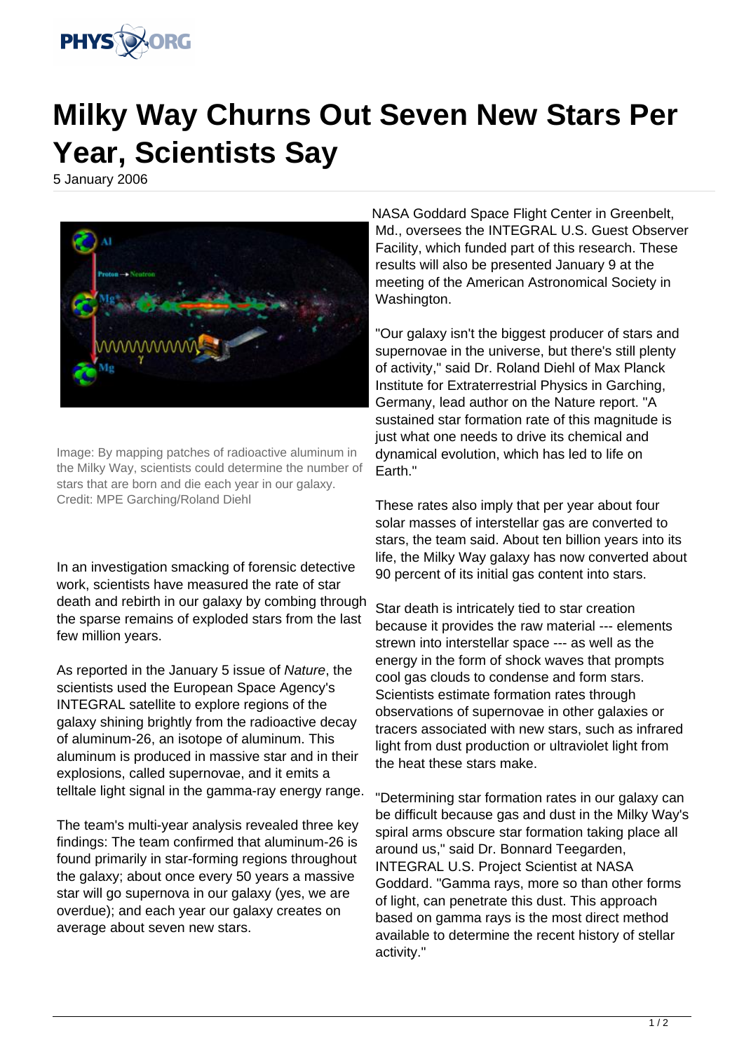# Milky Way Churns Out Seven New Stars Per Year, Scientists Say

5 January 2006

Image: By mapping patches of radioactive aluminum in the Milky Way, scientists could determine the number of stars that are born and die each year in our galaxy. Credit: MPE Garching/Roland Diehl

In an investigation smacking of forensic detective work, scientists have measured the rate of star death and rebirth in our galaxy by combing through the sparse remains of exploded stars from the last few million years.

As reported in the January 5 issue of *Nature*, the scientists used the European Space Agency's INTEGRAL satellite to explore regions of the galaxy shining brightly from the radioactive decay of aluminum-26, an isotope of aluminum. This aluminum is produced in massive star and in their explosions, called supernovae, and it emits a telltale light signal in the gamma-ray energy range.

The team's multi-year analysis revealed three key findings: The team confirmed that aluminum-26 is found primarily in star-forming regions throughout the galaxy; about once every 50 years a massive star will go supernova in our galaxy (yes, we are overdue); and each year our galaxy creates on average about seven new stars.

NASA Goddard Space Flight Center in Greenbelt, Md., oversees the INTEGRAL U.S. Guest Observer Facility, which funded part of this research. These results will also be presented January 9 at the meeting of the American Astronomical Society in Washington.

"Our galaxy isn't the biggest producer of stars and supernovae in the universe, but there's still plenty of activity," said Dr. Roland Diehl of Max Planck Institute for Extraterrestrial Physics in Garching, Germany, lead author on the Nature report. "A sustained star formation rate of this magnitude is just what one needs to drive its chemical and dynamical evolution, which has led to life on Earth."

These rates also imply that per year about four solar masses of interstellar gas are converted to stars, the team said. About ten billion years into its life, the Milky Way galaxy has now converted about 90 percent of its initial gas content into stars.

Star death is intricately tied to star creation because it provides the raw material --- elements strewn into interstellar space --- as well as the energy in the form of shock waves that prompts cool gas clouds to condense and form stars. Scientists estimate formation rates through observations of supernovae in other galaxies or tracers associated with new stars, such as infrared light from dust production or ultraviolet light from the heat these stars make.

"Determining star formation rates in our galaxy can be difficult because gas and dust in the Milky Way's spiral arms obscure star formation taking place all around us," said Dr. Bonnard Teegarden, INTEGRAL U.S. Project Scientist at NASA Goddard. "Gamma rays, more so than other forms of light, can penetrate this dust. This approach based on gamma rays is the most direct method available to determine the recent history of stellar activity."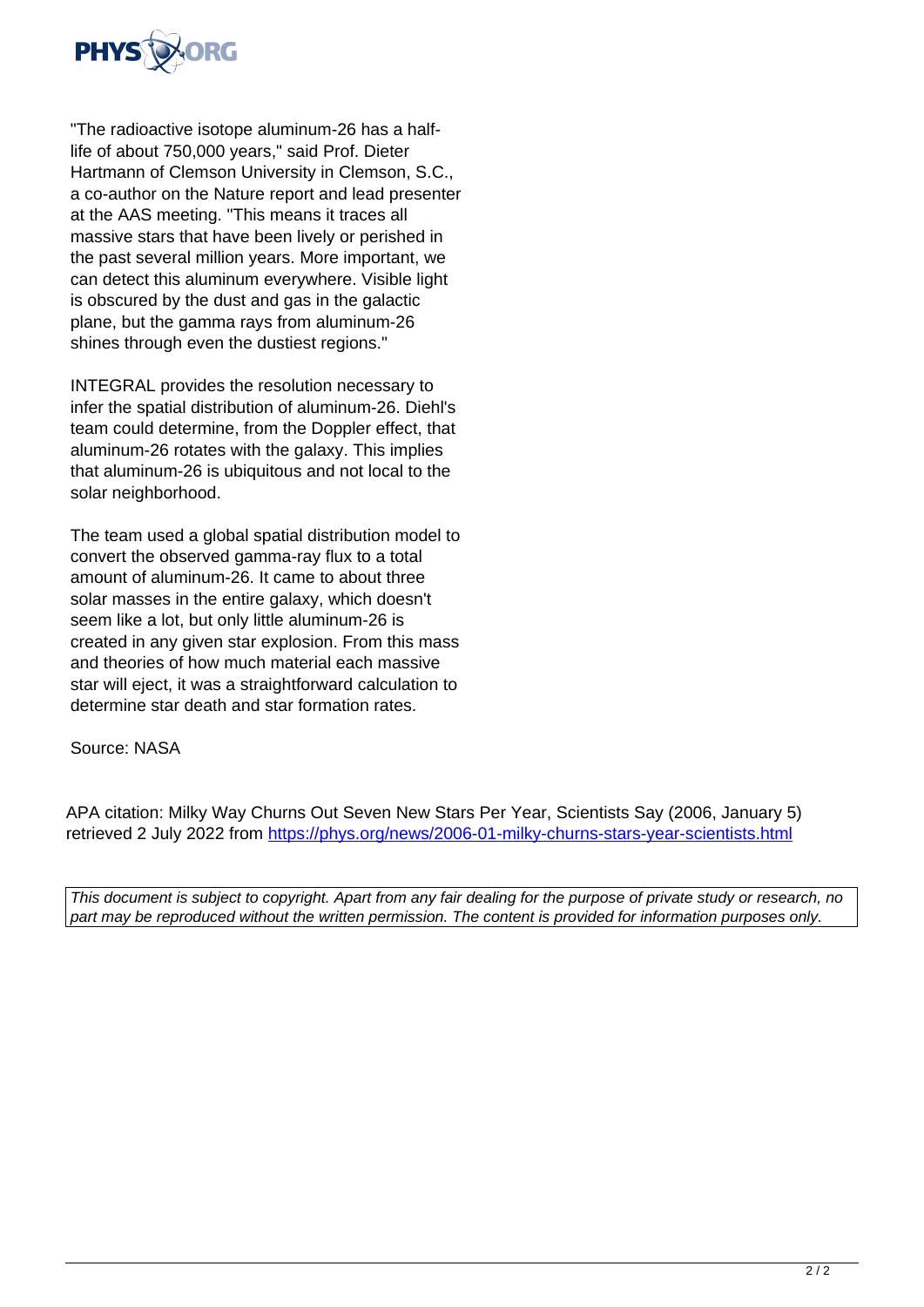"The radioactive isotope aluminum-26 has a half-life of about 750,000 years," said Prof. Dieter Hartmann of Clemson University in Clemson, S.C., a co-author on the Nature report and lead presenter at the AAS meeting. "This means it traces all massive stars that have been lively or perished in the past several million years. More important, we can detect this aluminum everywhere. Visible light is obscured by the dust and gas in the galactic plane, but the gamma rays from aluminum-26 shines through even the dustiest regions."

INTEGRAL provides the resolution necessary to infer the spatial distribution of aluminum-26. Diehl's team could determine, from the Doppler effect, that aluminum-26 rotates with the galaxy. This implies that aluminum-26 is ubiquitous and not local to the solar neighborhood.

The team used a global spatial distribution model to convert the observed gamma-ray flux to a total amount of aluminum-26. It came to about three solar masses in the entire galaxy, which doesn't seem like a lot, but only little aluminum-26 is created in any given star explosion. From this mass and theories of how much material each massive star will eject, it was a straightforward calculation to determine star death and star formation rates.

Source: NASA

APA citation: Milky Way Churns Out Seven New Stars Per Year, Scientists Say (2006, January 5) retrieved 2 July 2022 from https://phys.org/news/2006-01-milky-churns-stars-year-scientists.html

*This document is subject to copyright. Apart from any fair dealing for the purpose of private study or research, no part may be reproduced without the written permission. The content is provided for information purposes only.*